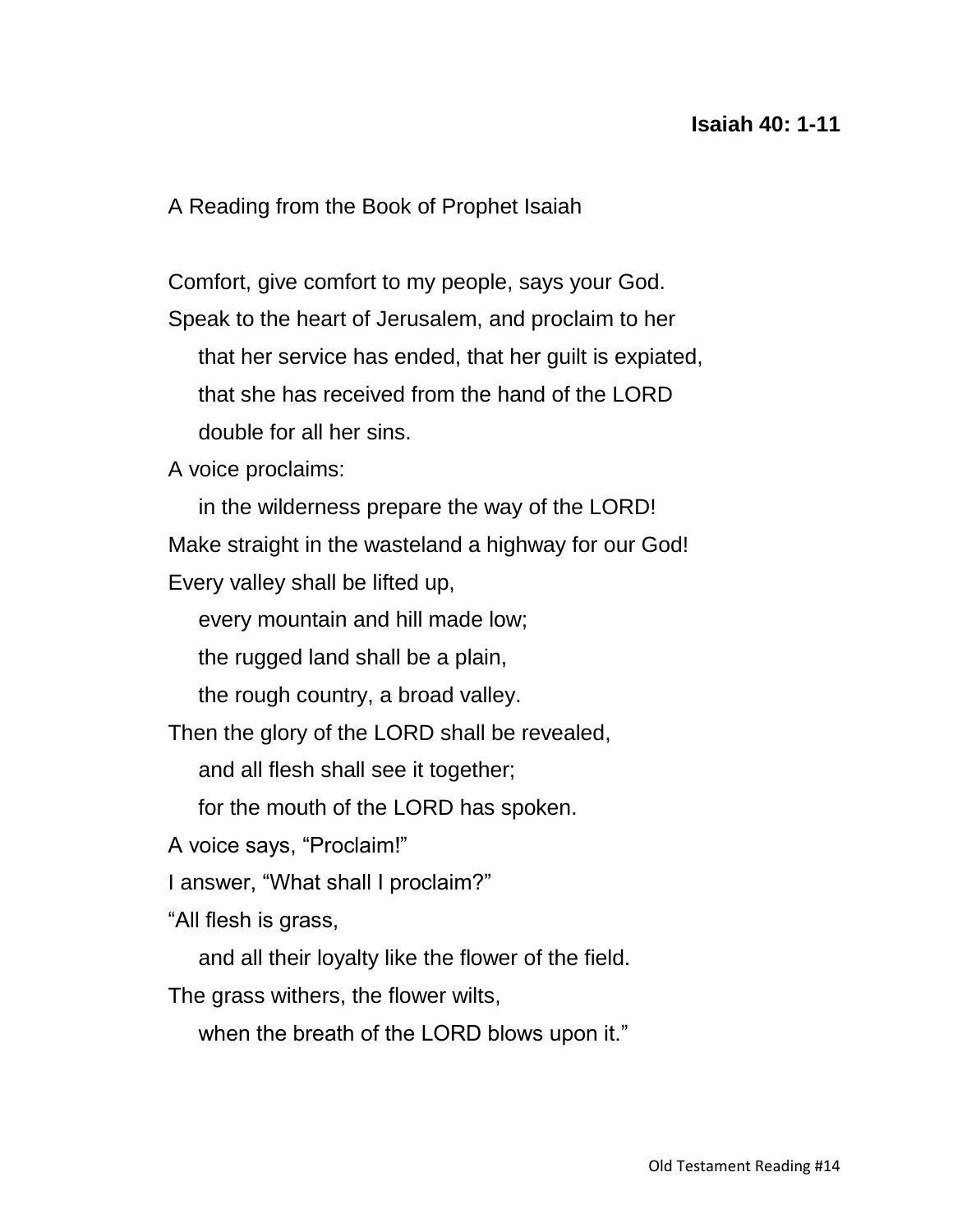**Isaiah 40: 1-11**

A Reading from the Book of Prophet Isaiah

Comfort, give comfort to my people, says your God.  
Speak to the heart of Jerusalem, and proclaim to her  
    that her service has ended, that her guilt is expiated,  
    that she has received from the hand of the LORD  
    double for all her sins.  
A voice proclaims:  
    in the wilderness prepare the way of the LORD!  
Make straight in the wasteland a highway for our God!  
Every valley shall be lifted up,  
    every mountain and hill made low;  
    the rugged land shall be a plain,  
    the rough country, a broad valley.  
Then the glory of the LORD shall be revealed,  
    and all flesh shall see it together;  
    for the mouth of the LORD has spoken.  
A voice says, “Proclaim!”  
I answer, “What shall I proclaim?”  
“All flesh is grass,  
    and all their loyalty like the flower of the field.  
The grass withers, the flower wilts,  
    when the breath of the LORD blows upon it.”

Old Testament Reading #14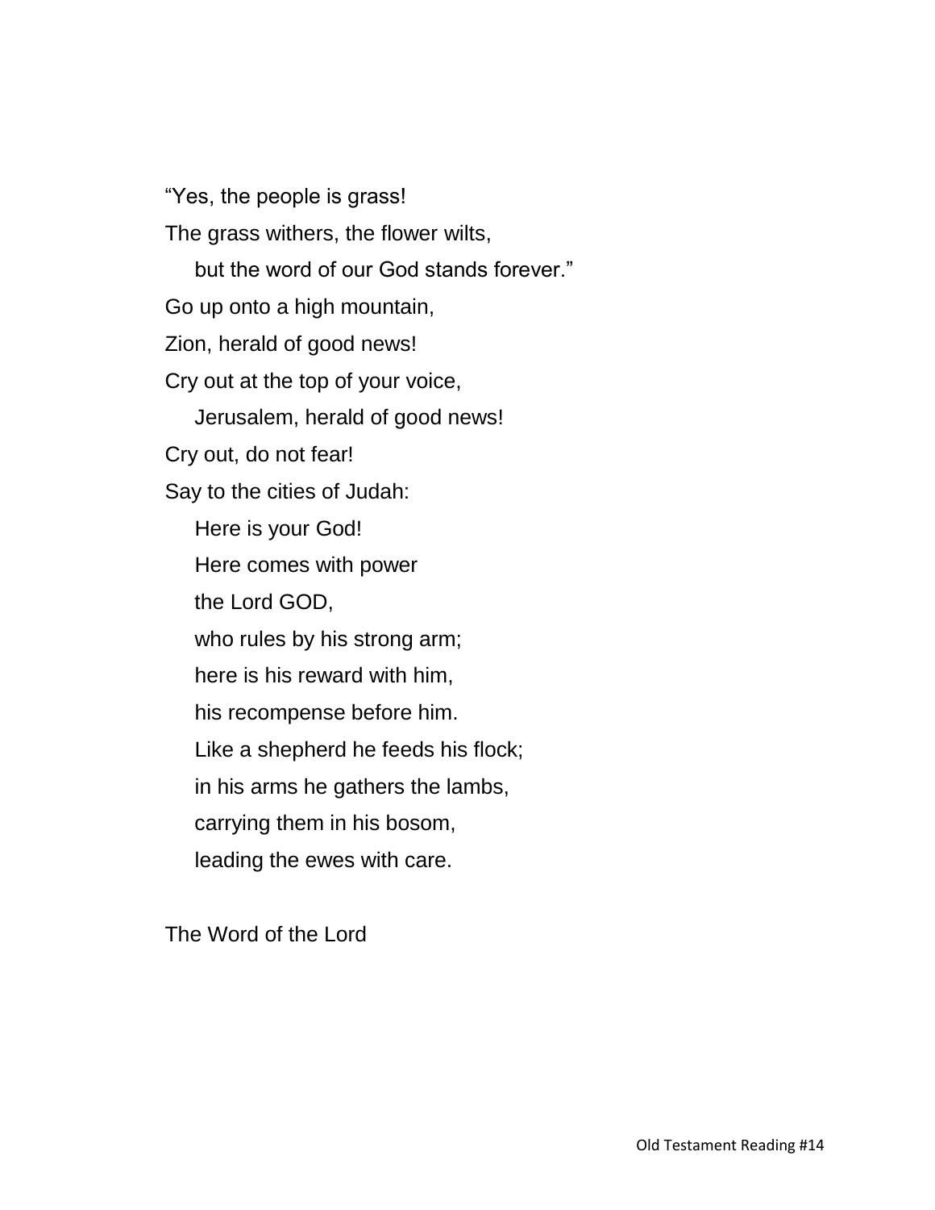"Yes, the people is grass!  
The grass withers, the flower wilts,  
    but the word of our God stands forever."  
Go up onto a high mountain,  
Zion, herald of good news!  
Cry out at the top of your voice,  
    Jerusalem, herald of good news!  
Cry out, do not fear!  
Say to the cities of Judah:  
    Here is your God!  
    Here comes with power  
    the Lord GOD,  
    who rules by his strong arm;  
    here is his reward with him,  
    his recompense before him.  
    Like a shepherd he feeds his flock;  
    in his arms he gathers the lambs,  
    carrying them in his bosom,  
    leading the ewes with care.

The Word of the Lord

Old Testament Reading #14